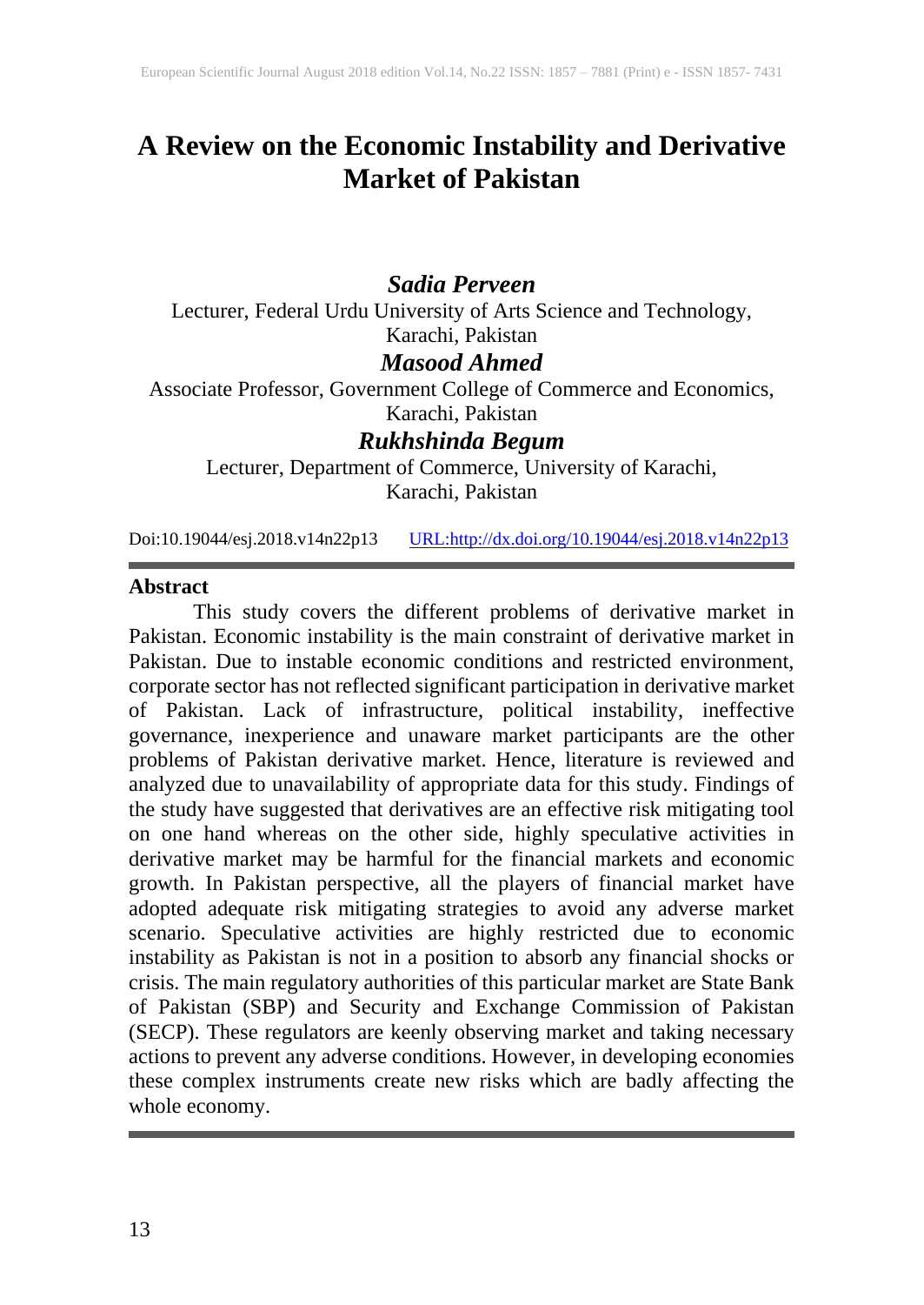# A Review on the Economic Instability and Derivative Market of Pakistan

***Sadia Perveen***

Lecturer, Federal Urdu University of Arts Science and Technology, Karachi, Pakistan

***Masood Ahmed***

Associate Professor, Government College of Commerce and Economics, Karachi, Pakistan

***Rukhshinda Begum***

Lecturer, Department of Commerce, University of Karachi, Karachi, Pakistan

Doi:10.19044/esj.2018.v14n22p13 URL:http://dx.doi.org/10.19044/esj.2018.v14n22p13

## Abstract

This study covers the different problems of derivative market in Pakistan. Economic instability is the main constraint of derivative market in Pakistan. Due to instable economic conditions and restricted environment, corporate sector has not reflected significant participation in derivative market of Pakistan. Lack of infrastructure, political instability, ineffective governance, inexperience and unaware market participants are the other problems of Pakistan derivative market. Hence, literature is reviewed and analyzed due to unavailability of appropriate data for this study. Findings of the study have suggested that derivatives are an effective risk mitigating tool on one hand whereas on the other side, highly speculative activities in derivative market may be harmful for the financial markets and economic growth. In Pakistan perspective, all the players of financial market have adopted adequate risk mitigating strategies to avoid any adverse market scenario. Speculative activities are highly restricted due to economic instability as Pakistan is not in a position to absorb any financial shocks or crisis. The main regulatory authorities of this particular market are State Bank of Pakistan (SBP) and Security and Exchange Commission of Pakistan (SECP). These regulators are keenly observing market and taking necessary actions to prevent any adverse conditions. However, in developing economies these complex instruments create new risks which are badly affecting the whole economy.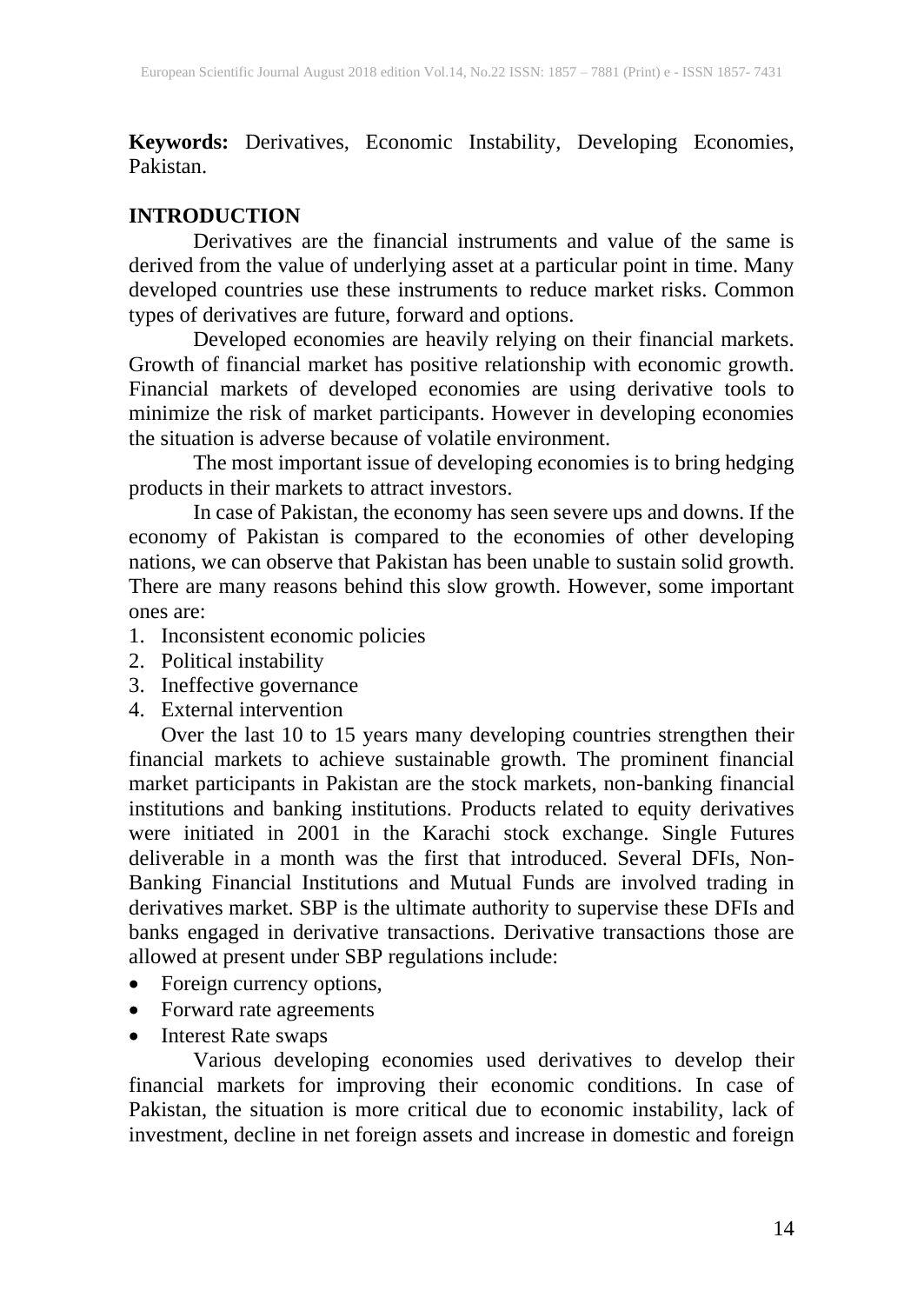**Keywords:** Derivatives, Economic Instability, Developing Economies, Pakistan.

## INTRODUCTION

Derivatives are the financial instruments and value of the same is derived from the value of underlying asset at a particular point in time. Many developed countries use these instruments to reduce market risks. Common types of derivatives are future, forward and options.

Developed economies are heavily relying on their financial markets. Growth of financial market has positive relationship with economic growth. Financial markets of developed economies are using derivative tools to minimize the risk of market participants. However in developing economies the situation is adverse because of volatile environment.

The most important issue of developing economies is to bring hedging products in their markets to attract investors.

In case of Pakistan, the economy has seen severe ups and downs. If the economy of Pakistan is compared to the economies of other developing nations, we can observe that Pakistan has been unable to sustain solid growth. There are many reasons behind this slow growth. However, some important ones are:

1. Inconsistent economic policies
2. Political instability
3. Ineffective governance
4. External intervention

Over the last 10 to 15 years many developing countries strengthen their financial markets to achieve sustainable growth. The prominent financial market participants in Pakistan are the stock markets, non-banking financial institutions and banking institutions. Products related to equity derivatives were initiated in 2001 in the Karachi stock exchange. Single Futures deliverable in a month was the first that introduced. Several DFIs, Non-Banking Financial Institutions and Mutual Funds are involved trading in derivatives market. SBP is the ultimate authority to supervise these DFIs and banks engaged in derivative transactions. Derivative transactions those are allowed at present under SBP regulations include:

- Foreign currency options,
- Forward rate agreements
- Interest Rate swaps

Various developing economies used derivatives to develop their financial markets for improving their economic conditions. In case of Pakistan, the situation is more critical due to economic instability, lack of investment, decline in net foreign assets and increase in domestic and foreign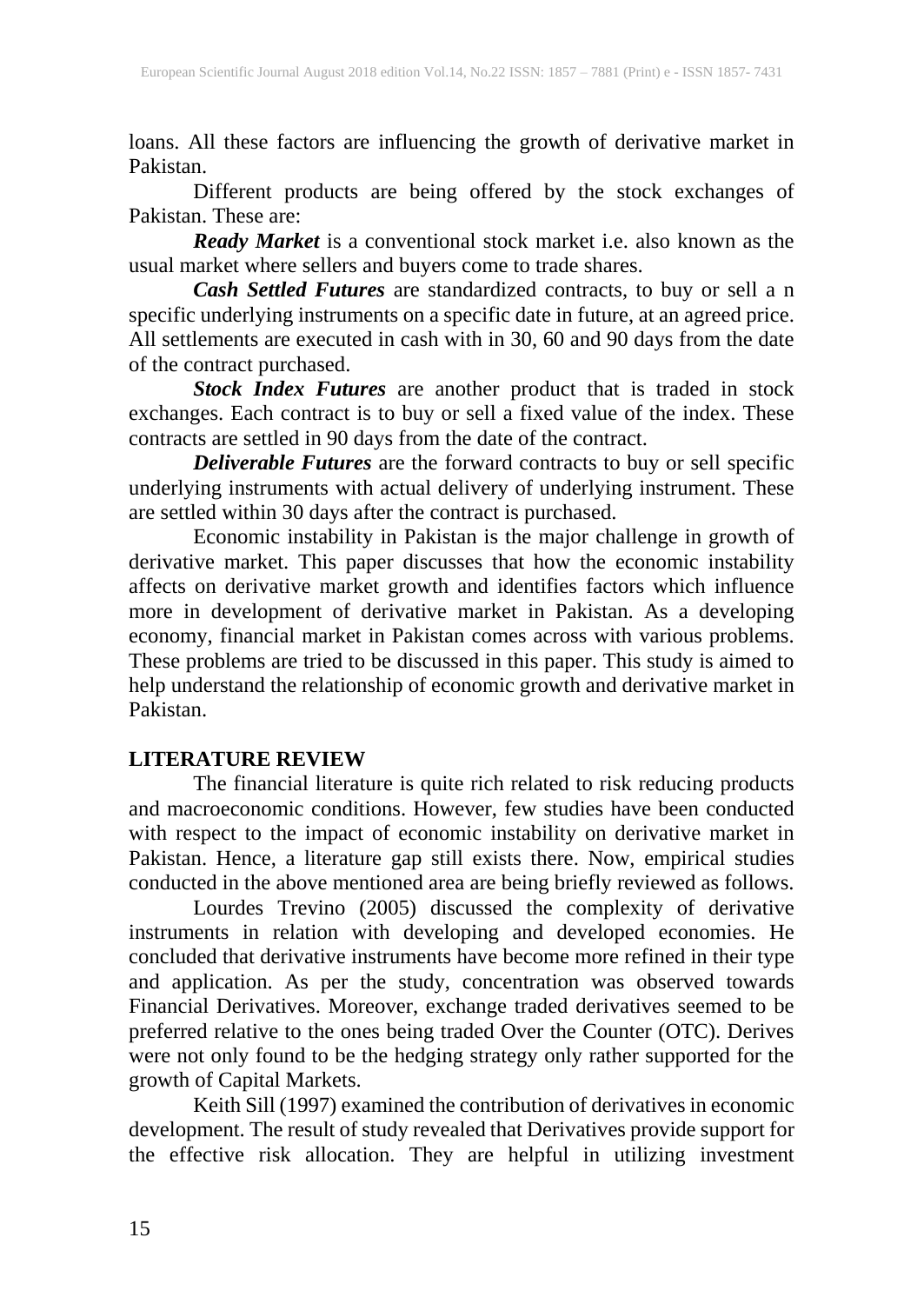loans. All these factors are influencing the growth of derivative market in Pakistan.

Different products are being offered by the stock exchanges of Pakistan. These are:

***Ready Market*** is a conventional stock market i.e. also known as the usual market where sellers and buyers come to trade shares.

***Cash Settled Futures*** are standardized contracts, to buy or sell a n specific underlying instruments on a specific date in future, at an agreed price. All settlements are executed in cash with in 30, 60 and 90 days from the date of the contract purchased.

***Stock Index Futures*** are another product that is traded in stock exchanges. Each contract is to buy or sell a fixed value of the index. These contracts are settled in 90 days from the date of the contract.

***Deliverable Futures*** are the forward contracts to buy or sell specific underlying instruments with actual delivery of underlying instrument. These are settled within 30 days after the contract is purchased.

Economic instability in Pakistan is the major challenge in growth of derivative market. This paper discusses that how the economic instability affects on derivative market growth and identifies factors which influence more in development of derivative market in Pakistan. As a developing economy, financial market in Pakistan comes across with various problems. These problems are tried to be discussed in this paper. This study is aimed to help understand the relationship of economic growth and derivative market in Pakistan.

## LITERATURE REVIEW

The financial literature is quite rich related to risk reducing products and macroeconomic conditions. However, few studies have been conducted with respect to the impact of economic instability on derivative market in Pakistan. Hence, a literature gap still exists there. Now, empirical studies conducted in the above mentioned area are being briefly reviewed as follows.

Lourdes Trevino (2005) discussed the complexity of derivative instruments in relation with developing and developed economies. He concluded that derivative instruments have become more refined in their type and application. As per the study, concentration was observed towards Financial Derivatives. Moreover, exchange traded derivatives seemed to be preferred relative to the ones being traded Over the Counter (OTC). Derives were not only found to be the hedging strategy only rather supported for the growth of Capital Markets.

Keith Sill (1997) examined the contribution of derivatives in economic development. The result of study revealed that Derivatives provide support for the effective risk allocation. They are helpful in utilizing investment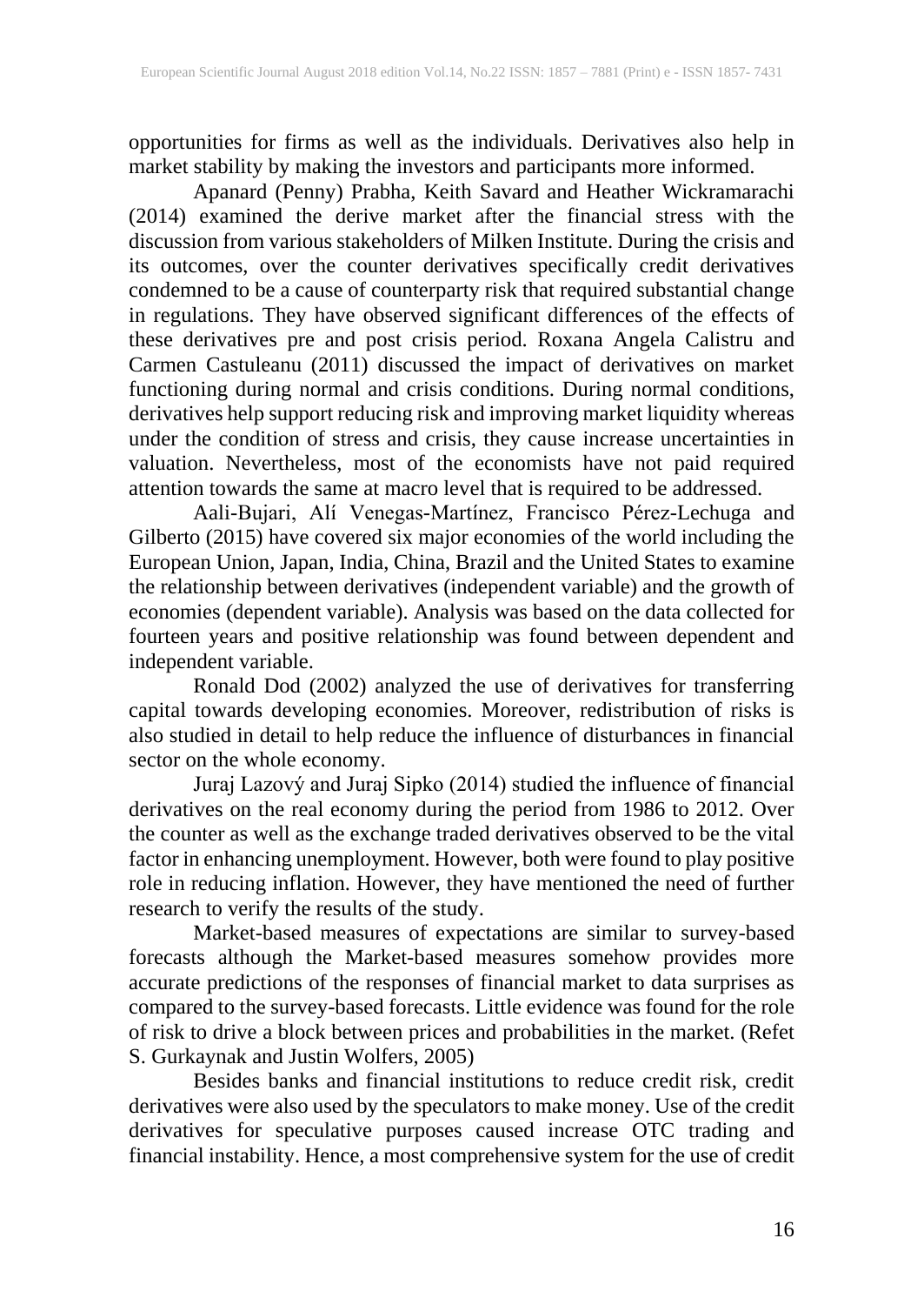opportunities for firms as well as the individuals. Derivatives also help in market stability by making the investors and participants more informed.

Apanard (Penny) Prabha, Keith Savard and Heather Wickramarachi (2014) examined the derive market after the financial stress with the discussion from various stakeholders of Milken Institute. During the crisis and its outcomes, over the counter derivatives specifically credit derivatives condemned to be a cause of counterparty risk that required substantial change in regulations. They have observed significant differences of the effects of these derivatives pre and post crisis period. Roxana Angela Calistru and Carmen Castuleanu (2011) discussed the impact of derivatives on market functioning during normal and crisis conditions. During normal conditions, derivatives help support reducing risk and improving market liquidity whereas under the condition of stress and crisis, they cause increase uncertainties in valuation. Nevertheless, most of the economists have not paid required attention towards the same at macro level that is required to be addressed.

Aali-Bujari, Alí Venegas-Martínez, Francisco Pérez-Lechuga and Gilberto (2015) have covered six major economies of the world including the European Union, Japan, India, China, Brazil and the United States to examine the relationship between derivatives (independent variable) and the growth of economies (dependent variable). Analysis was based on the data collected for fourteen years and positive relationship was found between dependent and independent variable.

Ronald Dod (2002) analyzed the use of derivatives for transferring capital towards developing economies. Moreover, redistribution of risks is also studied in detail to help reduce the influence of disturbances in financial sector on the whole economy.

Juraj Lazový and Juraj Sipko (2014) studied the influence of financial derivatives on the real economy during the period from 1986 to 2012. Over the counter as well as the exchange traded derivatives observed to be the vital factor in enhancing unemployment. However, both were found to play positive role in reducing inflation. However, they have mentioned the need of further research to verify the results of the study.

Market-based measures of expectations are similar to survey-based forecasts although the Market-based measures somehow provides more accurate predictions of the responses of financial market to data surprises as compared to the survey-based forecasts. Little evidence was found for the role of risk to drive a block between prices and probabilities in the market. (Refet S. Gurkaynak and Justin Wolfers, 2005)

Besides banks and financial institutions to reduce credit risk, credit derivatives were also used by the speculators to make money. Use of the credit derivatives for speculative purposes caused increase OTC trading and financial instability. Hence, a most comprehensive system for the use of credit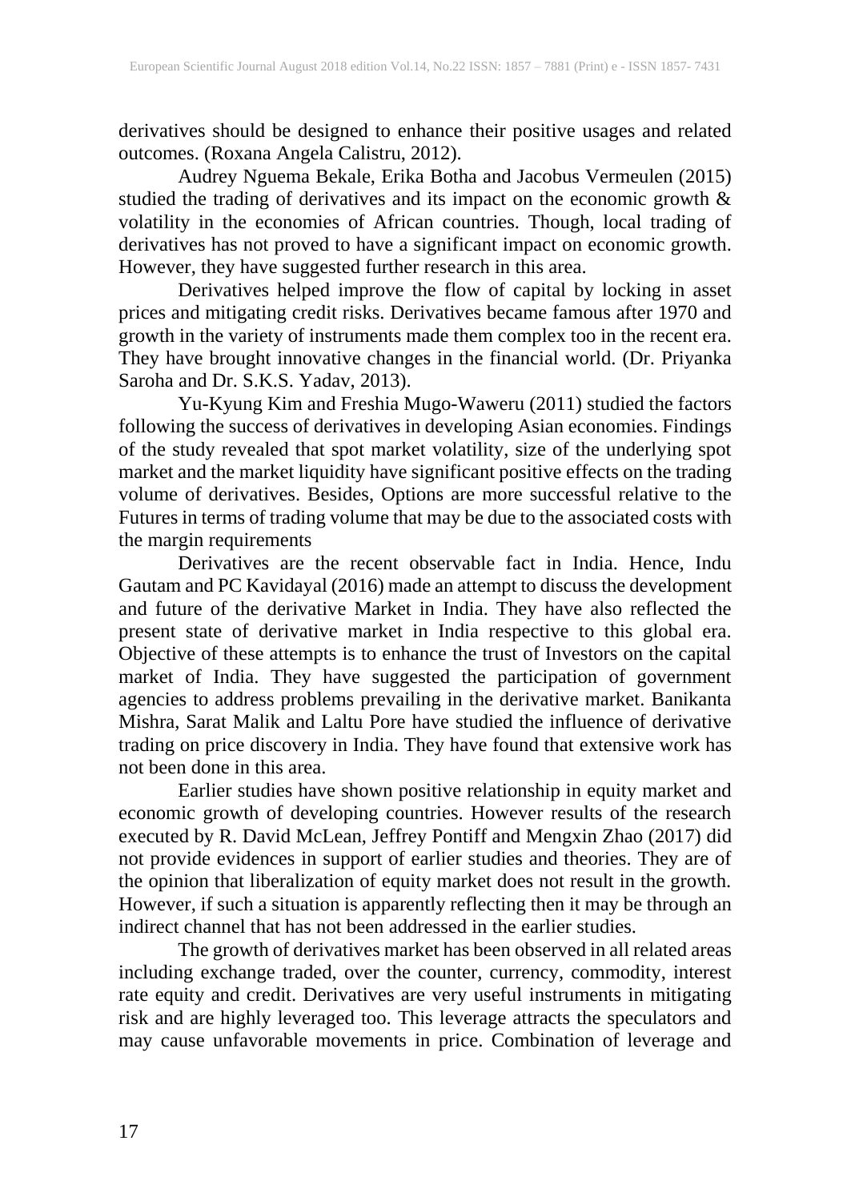derivatives should be designed to enhance their positive usages and related outcomes. (Roxana Angela Calistru, 2012).

Audrey Nguema Bekale, Erika Botha and Jacobus Vermeulen (2015) studied the trading of derivatives and its impact on the economic growth & volatility in the economies of African countries. Though, local trading of derivatives has not proved to have a significant impact on economic growth. However, they have suggested further research in this area.

Derivatives helped improve the flow of capital by locking in asset prices and mitigating credit risks. Derivatives became famous after 1970 and growth in the variety of instruments made them complex too in the recent era. They have brought innovative changes in the financial world. (Dr. Priyanka Saroha and Dr. S.K.S. Yadav, 2013).

Yu-Kyung Kim and Freshia Mugo-Waweru (2011) studied the factors following the success of derivatives in developing Asian economies. Findings of the study revealed that spot market volatility, size of the underlying spot market and the market liquidity have significant positive effects on the trading volume of derivatives. Besides, Options are more successful relative to the Futures in terms of trading volume that may be due to the associated costs with the margin requirements

Derivatives are the recent observable fact in India. Hence, Indu Gautam and PC Kavidayal (2016) made an attempt to discuss the development and future of the derivative Market in India. They have also reflected the present state of derivative market in India respective to this global era. Objective of these attempts is to enhance the trust of Investors on the capital market of India. They have suggested the participation of government agencies to address problems prevailing in the derivative market. Banikanta Mishra, Sarat Malik and Laltu Pore have studied the influence of derivative trading on price discovery in India. They have found that extensive work has not been done in this area.

Earlier studies have shown positive relationship in equity market and economic growth of developing countries. However results of the research executed by R. David McLean, Jeffrey Pontiff and Mengxin Zhao (2017) did not provide evidences in support of earlier studies and theories. They are of the opinion that liberalization of equity market does not result in the growth. However, if such a situation is apparently reflecting then it may be through an indirect channel that has not been addressed in the earlier studies.

The growth of derivatives market has been observed in all related areas including exchange traded, over the counter, currency, commodity, interest rate equity and credit. Derivatives are very useful instruments in mitigating risk and are highly leveraged too. This leverage attracts the speculators and may cause unfavorable movements in price. Combination of leverage and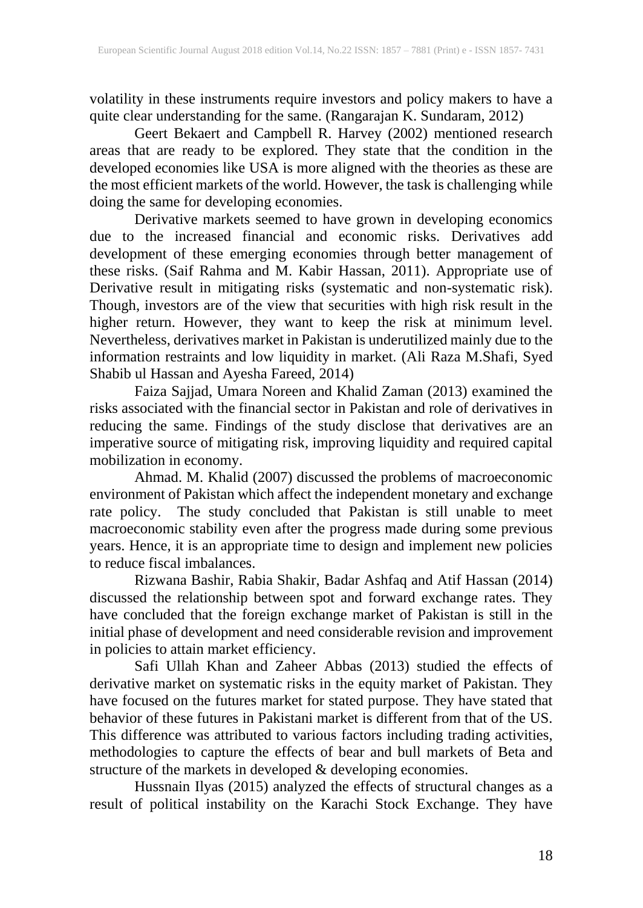volatility in these instruments require investors and policy makers to have a quite clear understanding for the same. (Rangarajan K. Sundaram, 2012)

Geert Bekaert and Campbell R. Harvey (2002) mentioned research areas that are ready to be explored. They state that the condition in the developed economies like USA is more aligned with the theories as these are the most efficient markets of the world. However, the task is challenging while doing the same for developing economies.

Derivative markets seemed to have grown in developing economics due to the increased financial and economic risks. Derivatives add development of these emerging economies through better management of these risks. (Saif Rahma and M. Kabir Hassan, 2011). Appropriate use of Derivative result in mitigating risks (systematic and non-systematic risk). Though, investors are of the view that securities with high risk result in the higher return. However, they want to keep the risk at minimum level. Nevertheless, derivatives market in Pakistan is underutilized mainly due to the information restraints and low liquidity in market. (Ali Raza M.Shafi, Syed Shabib ul Hassan and Ayesha Fareed, 2014)

Faiza Sajjad, Umara Noreen and Khalid Zaman (2013) examined the risks associated with the financial sector in Pakistan and role of derivatives in reducing the same. Findings of the study disclose that derivatives are an imperative source of mitigating risk, improving liquidity and required capital mobilization in economy.

Ahmad. M. Khalid (2007) discussed the problems of macroeconomic environment of Pakistan which affect the independent monetary and exchange rate policy. The study concluded that Pakistan is still unable to meet macroeconomic stability even after the progress made during some previous years. Hence, it is an appropriate time to design and implement new policies to reduce fiscal imbalances.

Rizwana Bashir, Rabia Shakir, Badar Ashfaq and Atif Hassan (2014) discussed the relationship between spot and forward exchange rates. They have concluded that the foreign exchange market of Pakistan is still in the initial phase of development and need considerable revision and improvement in policies to attain market efficiency.

Safi Ullah Khan and Zaheer Abbas (2013) studied the effects of derivative market on systematic risks in the equity market of Pakistan. They have focused on the futures market for stated purpose. They have stated that behavior of these futures in Pakistani market is different from that of the US. This difference was attributed to various factors including trading activities, methodologies to capture the effects of bear and bull markets of Beta and structure of the markets in developed & developing economies.

Hussnain Ilyas (2015) analyzed the effects of structural changes as a result of political instability on the Karachi Stock Exchange. They have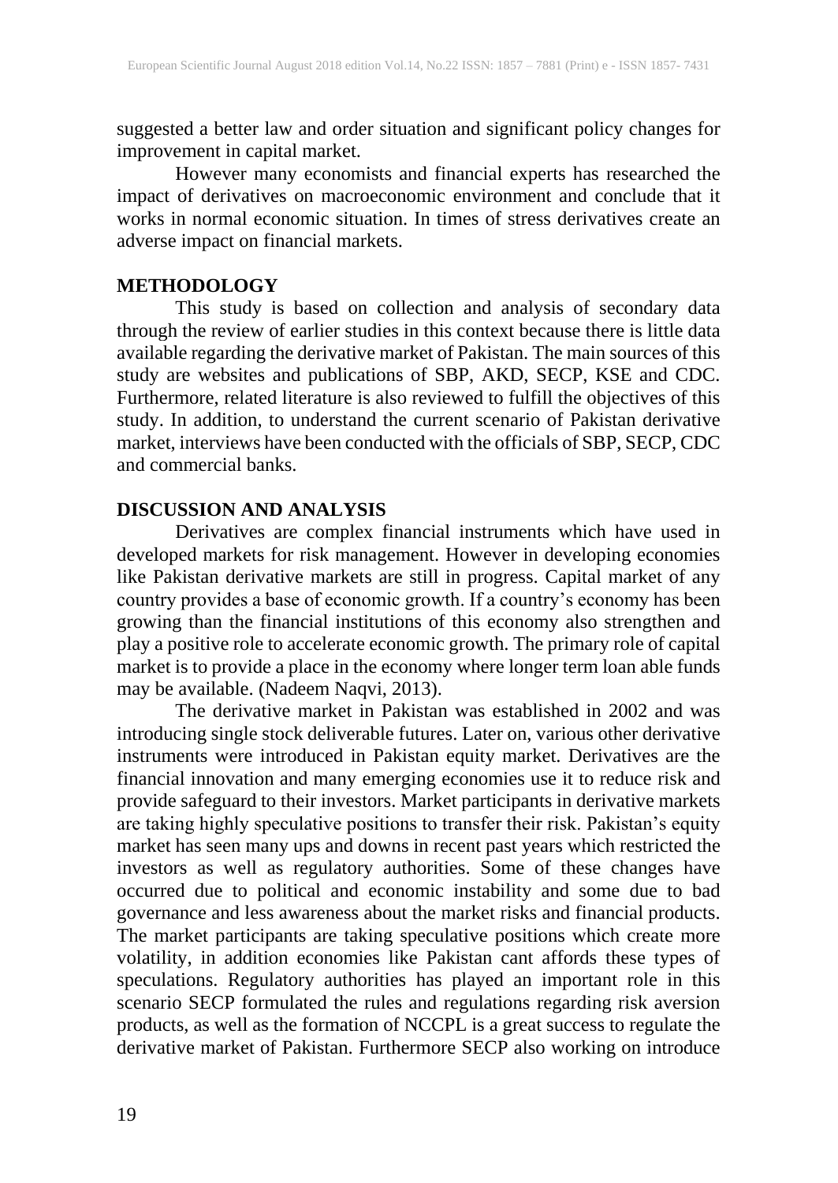suggested a better law and order situation and significant policy changes for improvement in capital market.

However many economists and financial experts has researched the impact of derivatives on macroeconomic environment and conclude that it works in normal economic situation. In times of stress derivatives create an adverse impact on financial markets.

## METHODOLOGY

This study is based on collection and analysis of secondary data through the review of earlier studies in this context because there is little data available regarding the derivative market of Pakistan. The main sources of this study are websites and publications of SBP, AKD, SECP, KSE and CDC. Furthermore, related literature is also reviewed to fulfill the objectives of this study. In addition, to understand the current scenario of Pakistan derivative market, interviews have been conducted with the officials of SBP, SECP, CDC and commercial banks.

## DISCUSSION AND ANALYSIS

Derivatives are complex financial instruments which have used in developed markets for risk management. However in developing economies like Pakistan derivative markets are still in progress. Capital market of any country provides a base of economic growth. If a country's economy has been growing than the financial institutions of this economy also strengthen and play a positive role to accelerate economic growth. The primary role of capital market is to provide a place in the economy where longer term loan able funds may be available. (Nadeem Naqvi, 2013).

The derivative market in Pakistan was established in 2002 and was introducing single stock deliverable futures. Later on, various other derivative instruments were introduced in Pakistan equity market. Derivatives are the financial innovation and many emerging economies use it to reduce risk and provide safeguard to their investors. Market participants in derivative markets are taking highly speculative positions to transfer their risk. Pakistan's equity market has seen many ups and downs in recent past years which restricted the investors as well as regulatory authorities. Some of these changes have occurred due to political and economic instability and some due to bad governance and less awareness about the market risks and financial products. The market participants are taking speculative positions which create more volatility, in addition economies like Pakistan cant affords these types of speculations. Regulatory authorities has played an important role in this scenario SECP formulated the rules and regulations regarding risk aversion products, as well as the formation of NCCPL is a great success to regulate the derivative market of Pakistan. Furthermore SECP also working on introduce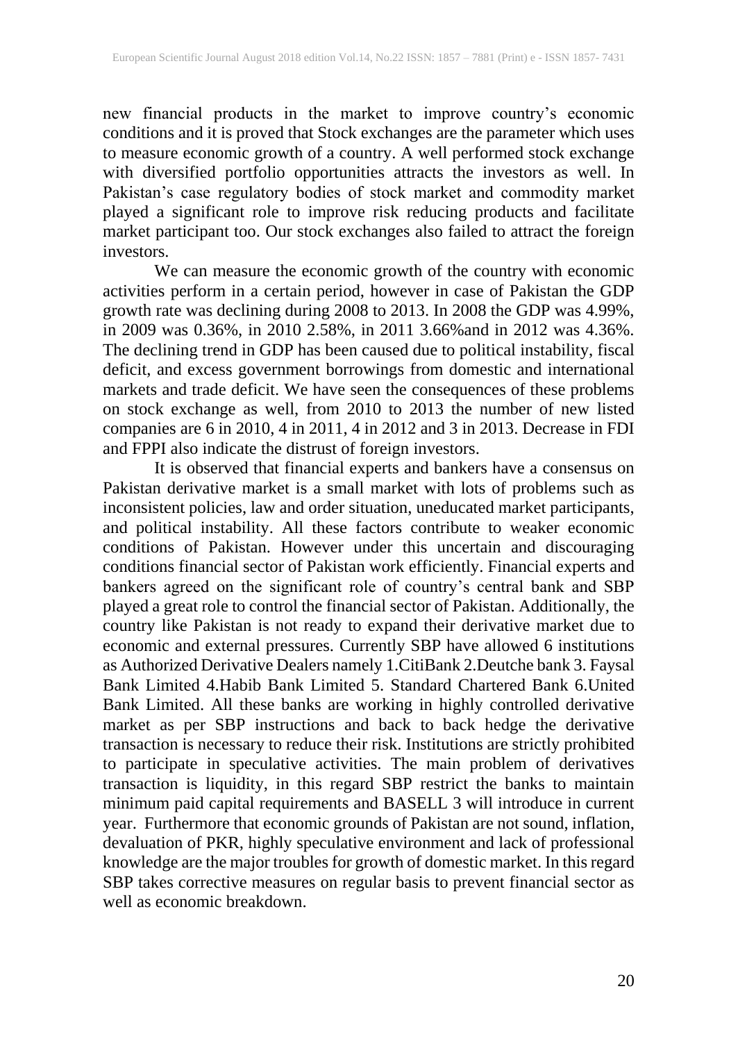new financial products in the market to improve country's economic conditions and it is proved that Stock exchanges are the parameter which uses to measure economic growth of a country. A well performed stock exchange with diversified portfolio opportunities attracts the investors as well. In Pakistan's case regulatory bodies of stock market and commodity market played a significant role to improve risk reducing products and facilitate market participant too. Our stock exchanges also failed to attract the foreign investors.

We can measure the economic growth of the country with economic activities perform in a certain period, however in case of Pakistan the GDP growth rate was declining during 2008 to 2013. In 2008 the GDP was 4.99%, in 2009 was 0.36%, in 2010 2.58%, in 2011 3.66%and in 2012 was 4.36%. The declining trend in GDP has been caused due to political instability, fiscal deficit, and excess government borrowings from domestic and international markets and trade deficit. We have seen the consequences of these problems on stock exchange as well, from 2010 to 2013 the number of new listed companies are 6 in 2010, 4 in 2011, 4 in 2012 and 3 in 2013. Decrease in FDI and FPPI also indicate the distrust of foreign investors.

It is observed that financial experts and bankers have a consensus on Pakistan derivative market is a small market with lots of problems such as inconsistent policies, law and order situation, uneducated market participants, and political instability. All these factors contribute to weaker economic conditions of Pakistan. However under this uncertain and discouraging conditions financial sector of Pakistan work efficiently. Financial experts and bankers agreed on the significant role of country's central bank and SBP played a great role to control the financial sector of Pakistan. Additionally, the country like Pakistan is not ready to expand their derivative market due to economic and external pressures. Currently SBP have allowed 6 institutions as Authorized Derivative Dealers namely 1.CitiBank 2.Deutche bank 3. Faysal Bank Limited 4.Habib Bank Limited 5. Standard Chartered Bank 6.United Bank Limited. All these banks are working in highly controlled derivative market as per SBP instructions and back to back hedge the derivative transaction is necessary to reduce their risk. Institutions are strictly prohibited to participate in speculative activities. The main problem of derivatives transaction is liquidity, in this regard SBP restrict the banks to maintain minimum paid capital requirements and BASELL 3 will introduce in current year. Furthermore that economic grounds of Pakistan are not sound, inflation, devaluation of PKR, highly speculative environment and lack of professional knowledge are the major troubles for growth of domestic market. In this regard SBP takes corrective measures on regular basis to prevent financial sector as well as economic breakdown.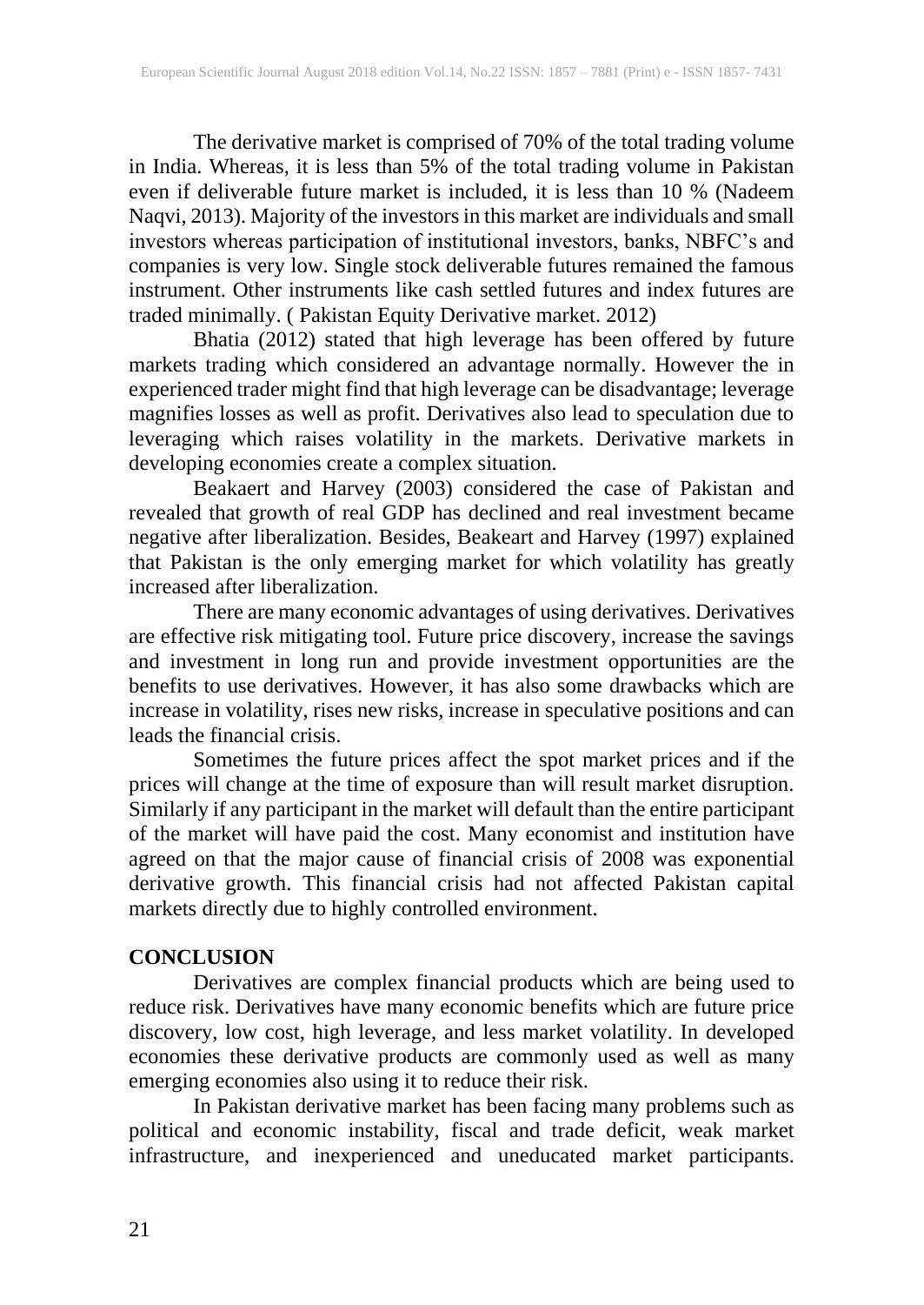The derivative market is comprised of 70% of the total trading volume in India. Whereas, it is less than 5% of the total trading volume in Pakistan even if deliverable future market is included, it is less than 10 % (Nadeem Naqvi, 2013). Majority of the investors in this market are individuals and small investors whereas participation of institutional investors, banks, NBFC's and companies is very low. Single stock deliverable futures remained the famous instrument. Other instruments like cash settled futures and index futures are traded minimally. ( Pakistan Equity Derivative market. 2012)

Bhatia (2012) stated that high leverage has been offered by future markets trading which considered an advantage normally. However the in experienced trader might find that high leverage can be disadvantage; leverage magnifies losses as well as profit. Derivatives also lead to speculation due to leveraging which raises volatility in the markets. Derivative markets in developing economies create a complex situation.

Beakaert and Harvey (2003) considered the case of Pakistan and revealed that growth of real GDP has declined and real investment became negative after liberalization. Besides, Beakeart and Harvey (1997) explained that Pakistan is the only emerging market for which volatility has greatly increased after liberalization.

There are many economic advantages of using derivatives. Derivatives are effective risk mitigating tool. Future price discovery, increase the savings and investment in long run and provide investment opportunities are the benefits to use derivatives. However, it has also some drawbacks which are increase in volatility, rises new risks, increase in speculative positions and can leads the financial crisis.

Sometimes the future prices affect the spot market prices and if the prices will change at the time of exposure than will result market disruption. Similarly if any participant in the market will default than the entire participant of the market will have paid the cost. Many economist and institution have agreed on that the major cause of financial crisis of 2008 was exponential derivative growth. This financial crisis had not affected Pakistan capital markets directly due to highly controlled environment.

## CONCLUSION

Derivatives are complex financial products which are being used to reduce risk. Derivatives have many economic benefits which are future price discovery, low cost, high leverage, and less market volatility. In developed economies these derivative products are commonly used as well as many emerging economies also using it to reduce their risk.

In Pakistan derivative market has been facing many problems such as political and economic instability, fiscal and trade deficit, weak market infrastructure, and inexperienced and uneducated market participants.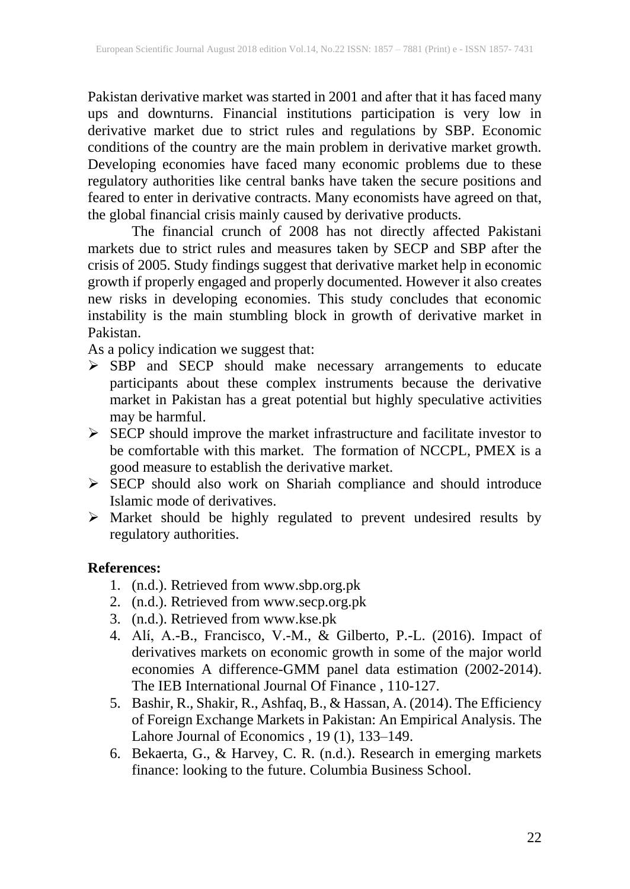Pakistan derivative market was started in 2001 and after that it has faced many ups and downturns. Financial institutions participation is very low in derivative market due to strict rules and regulations by SBP. Economic conditions of the country are the main problem in derivative market growth. Developing economies have faced many economic problems due to these regulatory authorities like central banks have taken the secure positions and feared to enter in derivative contracts. Many economists have agreed on that, the global financial crisis mainly caused by derivative products.

The financial crunch of 2008 has not directly affected Pakistani markets due to strict rules and measures taken by SECP and SBP after the crisis of 2005. Study findings suggest that derivative market help in economic growth if properly engaged and properly documented. However it also creates new risks in developing economies. This study concludes that economic instability is the main stumbling block in growth of derivative market in Pakistan.

As a policy indication we suggest that:

- SBP and SECP should make necessary arrangements to educate participants about these complex instruments because the derivative market in Pakistan has a great potential but highly speculative activities may be harmful.
- SECP should improve the market infrastructure and facilitate investor to be comfortable with this market. The formation of NCCPL, PMEX is a good measure to establish the derivative market.
- SECP should also work on Shariah compliance and should introduce Islamic mode of derivatives.
- Market should be highly regulated to prevent undesired results by regulatory authorities.

**References:**

1. (n.d.). Retrieved from www.sbp.org.pk
2. (n.d.). Retrieved from www.secp.org.pk
3. (n.d.). Retrieved from www.kse.pk
4. Alí, A.-B., Francisco, V.-M., & Gilberto, P.-L. (2016). Impact of derivatives markets on economic growth in some of the major world economies A difference-GMM panel data estimation (2002-2014). The IEB International Journal Of Finance , 110-127.
5. Bashir, R., Shakir, R., Ashfaq, B., & Hassan, A. (2014). The Efficiency of Foreign Exchange Markets in Pakistan: An Empirical Analysis. The Lahore Journal of Economics , 19 (1), 133–149.
6. Bekaerta, G., & Harvey, C. R. (n.d.). Research in emerging markets finance: looking to the future. Columbia Business School.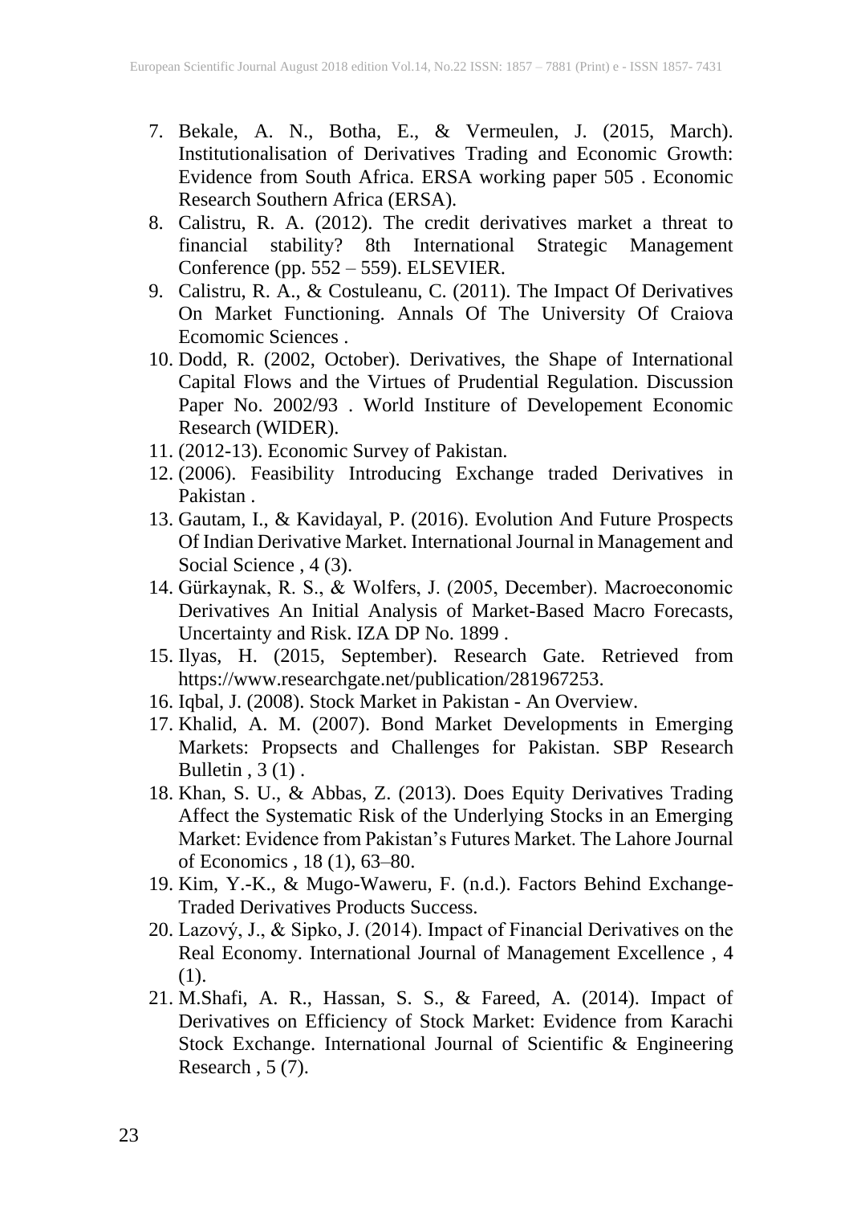7. Bekale, A. N., Botha, E., & Vermeulen, J. (2015, March). Institutionalisation of Derivatives Trading and Economic Growth: Evidence from South Africa. ERSA working paper 505 . Economic Research Southern Africa (ERSA).
8. Calistru, R. A. (2012). The credit derivatives market a threat to financial stability? 8th International Strategic Management Conference (pp. 552 – 559). ELSEVIER.
9. Calistru, R. A., & Costuleanu, C. (2011). The Impact Of Derivatives On Market Functioning. Annals Of The University Of Craiova Ecomomic Sciences .
10. Dodd, R. (2002, October). Derivatives, the Shape of International Capital Flows and the Virtues of Prudential Regulation. Discussion Paper No. 2002/93 . World Institure of Developement Economic Research (WIDER).
11. (2012-13). Economic Survey of Pakistan.
12. (2006). Feasibility Introducing Exchange traded Derivatives in Pakistan .
13. Gautam, I., & Kavidayal, P. (2016). Evolution And Future Prospects Of Indian Derivative Market. International Journal in Management and Social Science , 4 (3).
14. Gürkaynak, R. S., & Wolfers, J. (2005, December). Macroeconomic Derivatives An Initial Analysis of Market-Based Macro Forecasts, Uncertainty and Risk. IZA DP No. 1899 .
15. Ilyas, H. (2015, September). Research Gate. Retrieved from https://www.researchgate.net/publication/281967253.
16. Iqbal, J. (2008). Stock Market in Pakistan - An Overview.
17. Khalid, A. M. (2007). Bond Market Developments in Emerging Markets: Propsects and Challenges for Pakistan. SBP Research Bulletin , 3 (1) .
18. Khan, S. U., & Abbas, Z. (2013). Does Equity Derivatives Trading Affect the Systematic Risk of the Underlying Stocks in an Emerging Market: Evidence from Pakistan's Futures Market. The Lahore Journal of Economics , 18 (1), 63–80.
19. Kim, Y.-K., & Mugo-Waweru, F. (n.d.). Factors Behind Exchange-Traded Derivatives Products Success.
20. Lazový, J., & Sipko, J. (2014). Impact of Financial Derivatives on the Real Economy. International Journal of Management Excellence , 4 (1).
21. M.Shafi, A. R., Hassan, S. S., & Fareed, A. (2014). Impact of Derivatives on Efficiency of Stock Market: Evidence from Karachi Stock Exchange. International Journal of Scientific & Engineering Research , 5 (7).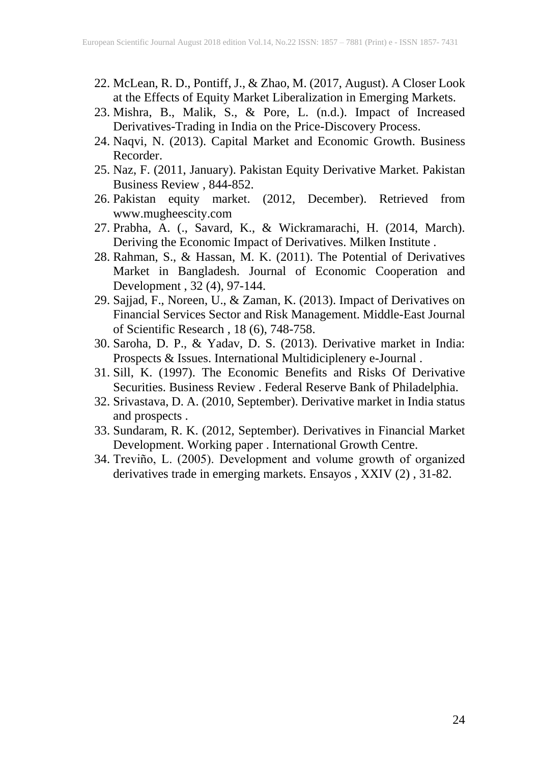22. McLean, R. D., Pontiff, J., & Zhao, M. (2017, August). A Closer Look at the Effects of Equity Market Liberalization in Emerging Markets.
23. Mishra, B., Malik, S., & Pore, L. (n.d.). Impact of Increased Derivatives-Trading in India on the Price-Discovery Process.
24. Naqvi, N. (2013). Capital Market and Economic Growth. Business Recorder.
25. Naz, F. (2011, January). Pakistan Equity Derivative Market. Pakistan Business Review , 844-852.
26. Pakistan equity market. (2012, December). Retrieved from www.mugheescity.com
27. Prabha, A. (., Savard, K., & Wickramarachi, H. (2014, March). Deriving the Economic Impact of Derivatives. Milken Institute .
28. Rahman, S., & Hassan, M. K. (2011). The Potential of Derivatives Market in Bangladesh. Journal of Economic Cooperation and Development , 32 (4), 97-144.
29. Sajjad, F., Noreen, U., & Zaman, K. (2013). Impact of Derivatives on Financial Services Sector and Risk Management. Middle-East Journal of Scientific Research , 18 (6), 748-758.
30. Saroha, D. P., & Yadav, D. S. (2013). Derivative market in India: Prospects & Issues. International Multidiciplenery e-Journal .
31. Sill, K. (1997). The Economic Benefits and Risks Of Derivative Securities. Business Review . Federal Reserve Bank of Philadelphia.
32. Srivastava, D. A. (2010, September). Derivative market in India status and prospects .
33. Sundaram, R. K. (2012, September). Derivatives in Financial Market Development. Working paper . International Growth Centre.
34. Treviño, L. (2005). Development and volume growth of organized derivatives trade in emerging markets. Ensayos , XXIV (2) , 31-82.